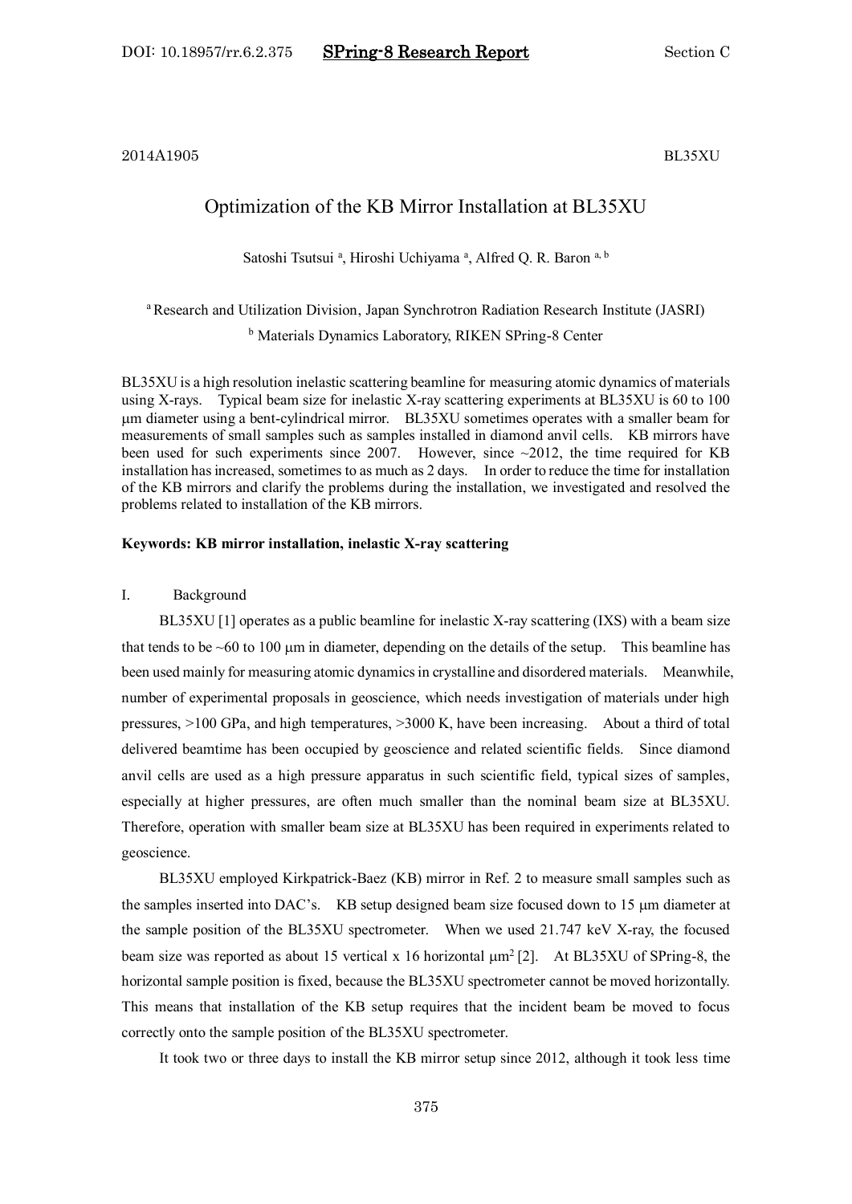2014A1905 BL35XU

# Optimization of the KB Mirror Installation at BL35XU

Satoshi Tsutsui [a], Hiroshi Uchiyama [a], Alfred Q. R. Baron [a, b]

[a] Research and Utilization Division, Japan Synchrotron Radiation Research Institute (JASRI)

[b] Materials Dynamics Laboratory, RIKEN SPring-8 Center

BL35XU is a high resolution inelastic scattering beamline for measuring atomic dynamics of materials using X-rays. Typical beam size for inelastic X-ray scattering experiments at BL35XU is 60 to 100 μm diameter using a bent-cylindrical mirror. BL35XU sometimes operates with a smaller beam for measurements of small samples such as samples installed in diamond anvil cells. KB mirrors have been used for such experiments since 2007. However, since ~2012, the time required for KB installation has increased, sometimes to as much as 2 days. In order to reduce the time for installation of the KB mirrors and clarify the problems during the installation, we investigated and resolved the problems related to installation of the KB mirrors.

**Keywords: KB mirror installation, inelastic X-ray scattering**

## I. Background

BL35XU [1] operates as a public beamline for inelastic X-ray scattering (IXS) with a beam size that tends to be ~60 to 100 μm in diameter, depending on the details of the setup. This beamline has been used mainly for measuring atomic dynamics in crystalline and disordered materials. Meanwhile, number of experimental proposals in geoscience, which needs investigation of materials under high pressures, >100 GPa, and high temperatures, >3000 K, have been increasing. About a third of total delivered beamtime has been occupied by geoscience and related scientific fields. Since diamond anvil cells are used as a high pressure apparatus in such scientific field, typical sizes of samples, especially at higher pressures, are often much smaller than the nominal beam size at BL35XU. Therefore, operation with smaller beam size at BL35XU has been required in experiments related to geoscience.

BL35XU employed Kirkpatrick-Baez (KB) mirror in Ref. 2 to measure small samples such as the samples inserted into DAC's. KB setup designed beam size focused down to 15 μm diameter at the sample position of the BL35XU spectrometer. When we used 21.747 keV X-ray, the focused beam size was reported as about 15 vertical x 16 horizontal $\mu m^2$ [2]. At BL35XU of SPring-8, the horizontal sample position is fixed, because the BL35XU spectrometer cannot be moved horizontally. This means that installation of the KB setup requires that the incident beam be moved to focus correctly onto the sample position of the BL35XU spectrometer.

It took two or three days to install the KB mirror setup since 2012, although it took less time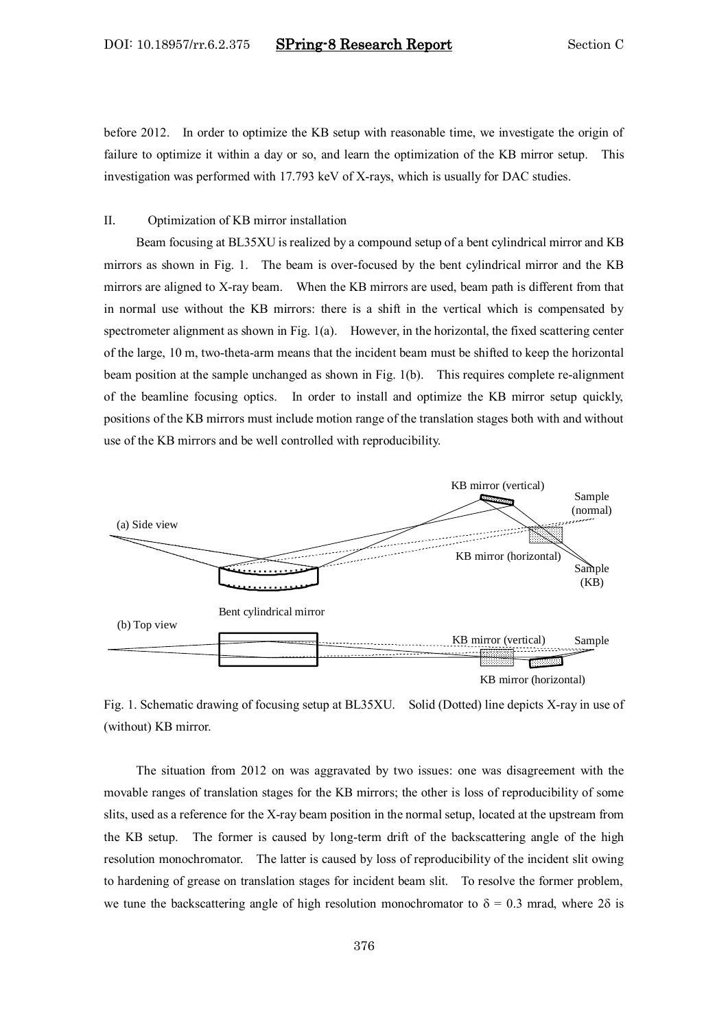before 2012. In order to optimize the KB setup with reasonable time, we investigate the origin of failure to optimize it within a day or so, and learn the optimization of the KB mirror setup. This investigation was performed with 17.793 keV of X-rays, which is usually for DAC studies.

## II. Optimization of KB mirror installation

Beam focusing at BL35XU is realized by a compound setup of a bent cylindrical mirror and KB mirrors as shown in Fig. 1. The beam is over-focused by the bent cylindrical mirror and the KB mirrors are aligned to X-ray beam. When the KB mirrors are used, beam path is different from that in normal use without the KB mirrors: there is a shift in the vertical which is compensated by spectrometer alignment as shown in Fig. 1(a). However, in the horizontal, the fixed scattering center of the large, 10 m, two-theta-arm means that the incident beam must be shifted to keep the horizontal beam position at the sample unchanged as shown in Fig. 1(b). This requires complete re-alignment of the beamline focusing optics. In order to install and optimize the KB mirror setup quickly, positions of the KB mirrors must include motion range of the translation stages both with and without use of the KB mirrors and be well controlled with reproducibility.

Fig. 1. Schematic drawing of focusing setup at BL35XU. Solid (Dotted) line depicts X-ray in use of (without) KB mirror.

The situation from 2012 on was aggravated by two issues: one was disagreement with the movable ranges of translation stages for the KB mirrors; the other is loss of reproducibility of some slits, used as a reference for the X-ray beam position in the normal setup, located at the upstream from the KB setup. The former is caused by long-term drift of the backscattering angle of the high resolution monochromator. The latter is caused by loss of reproducibility of the incident slit owing to hardening of grease on translation stages for incident beam slit. To resolve the former problem, we tune the backscattering angle of high resolution monochromator to $\delta = 0.3$ mrad, where $2\delta$ is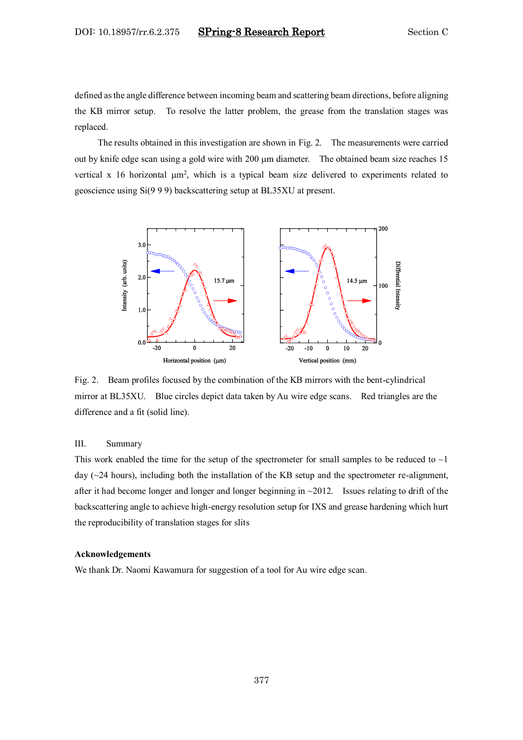defined as the angle difference between incoming beam and scattering beam directions, before aligning the KB mirror setup. To resolve the latter problem, the grease from the translation stages was replaced.

The results obtained in this investigation are shown in Fig. 2. The measurements were carried out by knife edge scan using a gold wire with 200 μm diameter. The obtained beam size reaches 15 vertical x 16 horizontal μm$^2$, which is a typical beam size delivered to experiments related to geoscience using Si(9 9 9) backscattering setup at BL35XU at present.

Fig. 2. Beam profiles focused by the combination of the KB mirrors with the bent-cylindrical mirror at BL35XU. Blue circles depict data taken by Au wire edge scans. Red triangles are the difference and a fit (solid line).

## III. Summary

This work enabled the time for the setup of the spectrometer for small samples to be reduced to ~1 day (~24 hours), including both the installation of the KB setup and the spectrometer re-alignment, after it had become longer and longer and longer beginning in ~2012. Issues relating to drift of the backscattering angle to achieve high-energy resolution setup for IXS and grease hardening which hurt the reproducibility of translation stages for slits

## Acknowledgements

We thank Dr. Naomi Kawamura for suggestion of a tool for Au wire edge scan.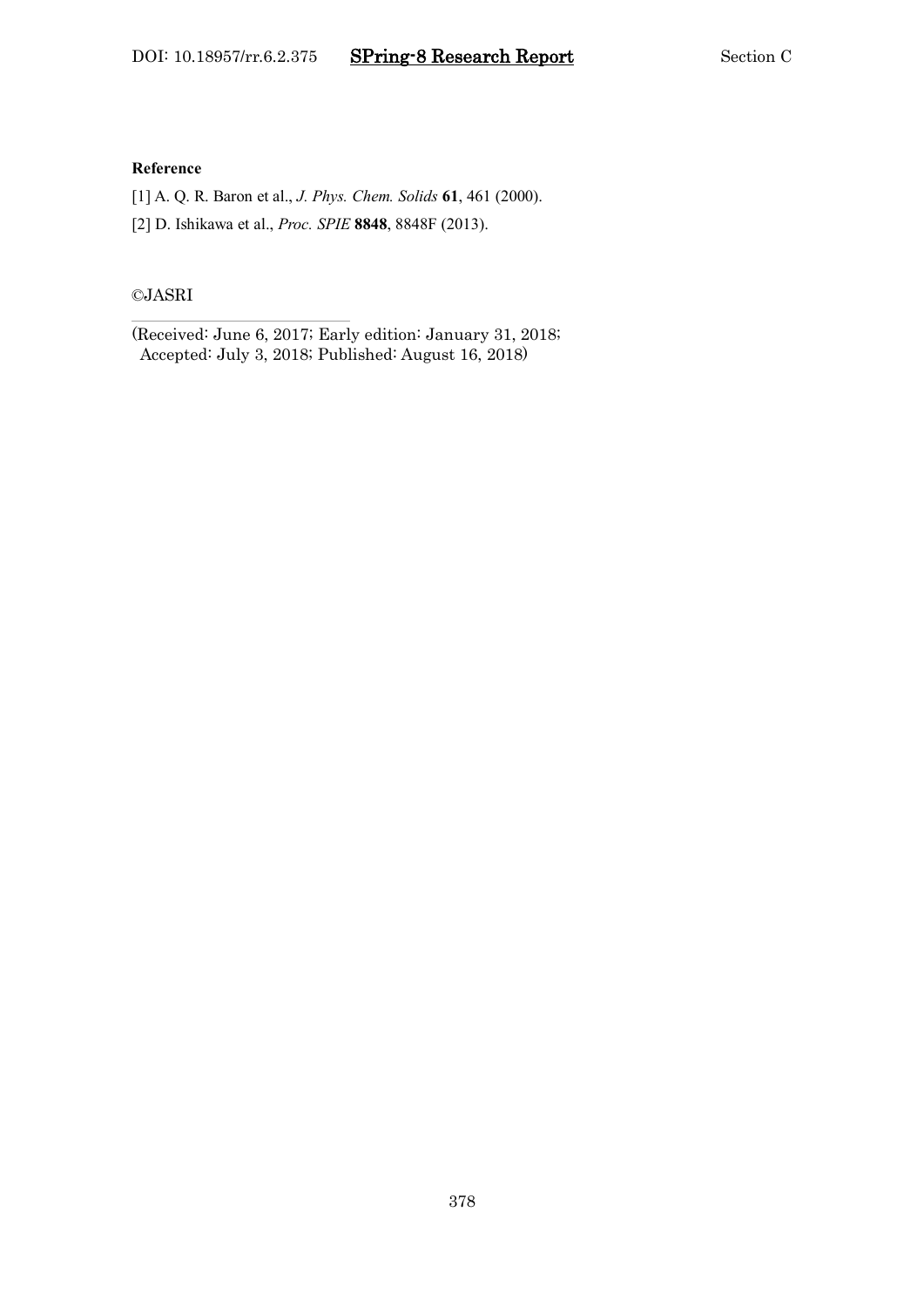**Reference**

[1] A. Q. R. Baron et al., *J. Phys. Chem. Solids* **61**, 461 (2000).

[2] D. Ishikawa et al., *Proc. SPIE* **8848**, 8848F (2013).

©JASRI

(Received: June 6, 2017; Early edition: January 31, 2018; Accepted: July 3, 2018; Published: August 16, 2018)